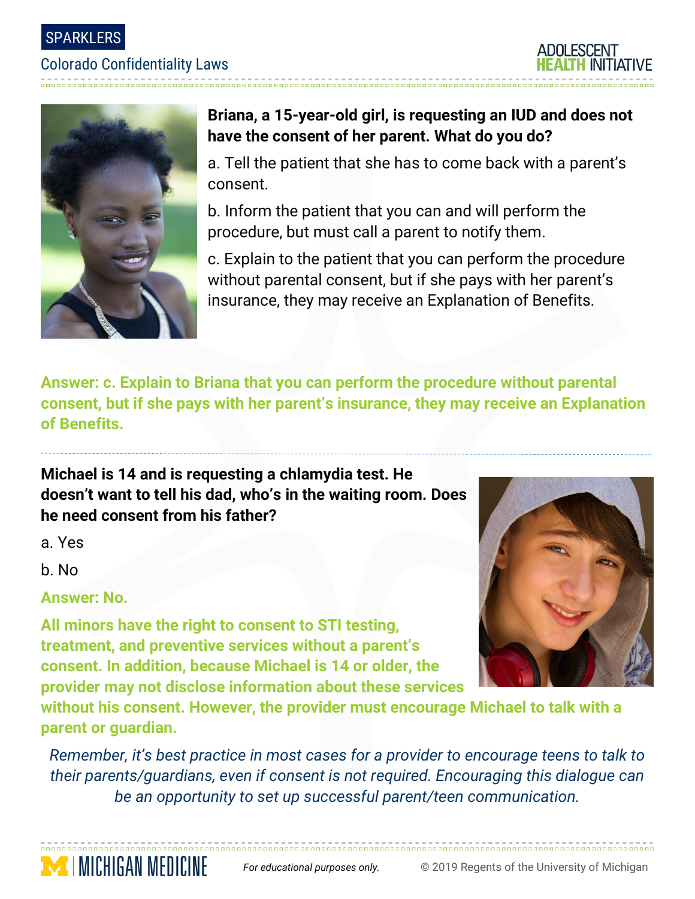SPARKLERS

Colorado Confidentiality Laws

ADOLESCENT HEALTH INITIATIVE

**Briana, a 15-year-old girl, is requesting an IUD and does not have the consent of her parent. What do you do?**

a. Tell the patient that she has to come back with a parent's consent.

b. Inform the patient that you can and will perform the procedure, but must call a parent to notify them.

c. Explain to the patient that you can perform the procedure without parental consent, but if she pays with her parent's insurance, they may receive an Explanation of Benefits.

**Answer: c. Explain to Briana that you can perform the procedure without parental consent, but if she pays with her parent's insurance, they may receive an Explanation of Benefits.**

---

**Michael is 14 and is requesting a chlamydia test. He doesn't want to tell his dad, who's in the waiting room. Does he need consent from his father?**

a. Yes

b. No

**Answer: No.**

**All minors have the right to consent to STI testing, treatment, and preventive services without a parent's consent. In addition, because Michael is 14 or older, the provider may not disclose information about these services without his consent. However, the provider must encourage Michael to talk with a parent or guardian.**

*Remember, it's best practice in most cases for a provider to encourage teens to talk to their parents/guardians, even if consent is not required. Encouraging this dialogue can be an opportunity to set up successful parent/teen communication.*

MICHIGAN MEDICINE

*For educational purposes only.*

© 2019 Regents of the University of Michigan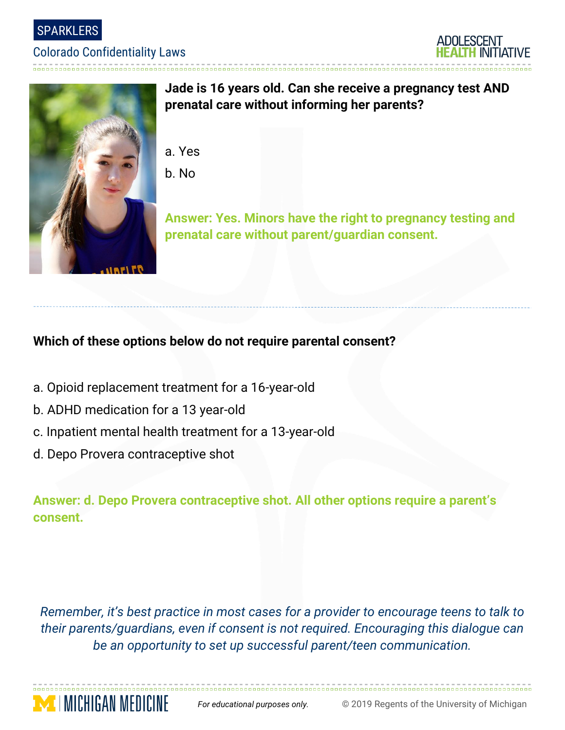**Jade is 16 years old. Can she receive a pregnancy test AND prenatal care without informing her parents?**

a. Yes

b. No

**Answer: Yes. Minors have the right to pregnancy testing and prenatal care without parent/guardian consent.**

---

**Which of these options below do not require parental consent?**

a. Opioid replacement treatment for a 16-year-old

b. ADHD medication for a 13 year-old

c. Inpatient mental health treatment for a 13-year-old

d. Depo Provera contraceptive shot

**Answer: d. Depo Provera contraceptive shot. All other options require a parent's consent.**

*Remember, it's best practice in most cases for a provider to encourage teens to talk to their parents/guardians, even if consent is not required. Encouraging this dialogue can be an opportunity to set up successful parent/teen communication.*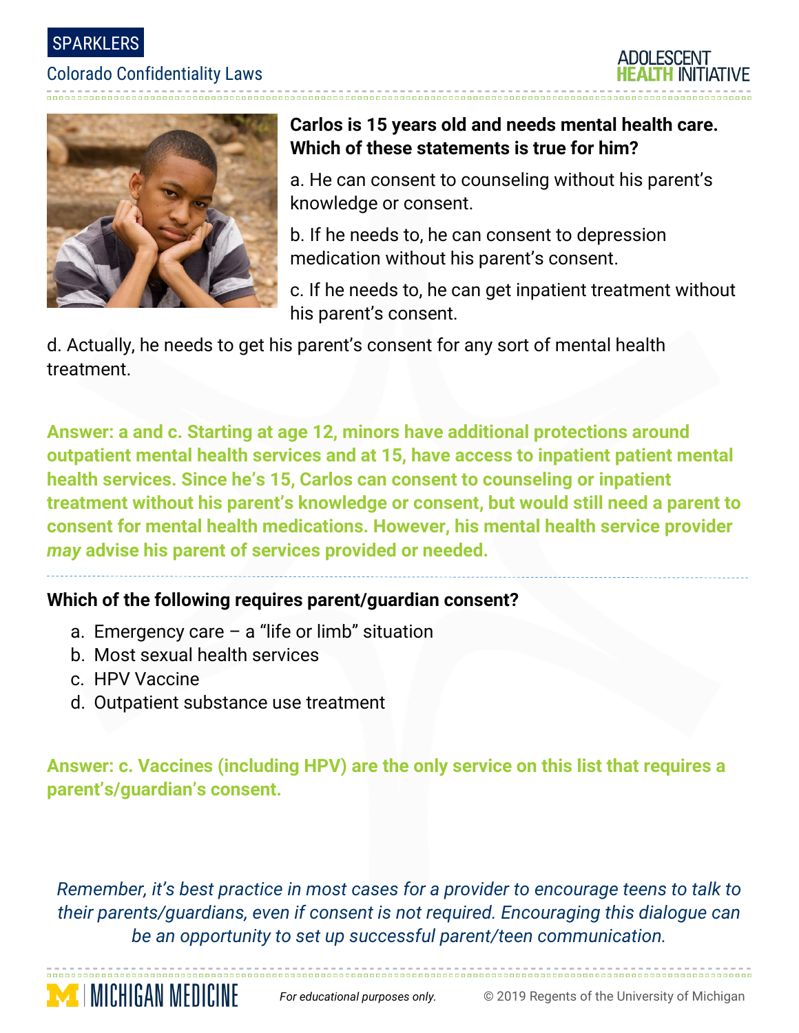**Carlos is 15 years old and needs mental health care. Which of these statements is true for him?**

a. He can consent to counseling without his parent's knowledge or consent.

b. If he needs to, he can consent to depression medication without his parent's consent.

c. If he needs to, he can get inpatient treatment without his parent's consent.

d. Actually, he needs to get his parent's consent for any sort of mental health treatment.

**Answer: a and c. Starting at age 12, minors have additional protections around outpatient mental health services and at 15, have access to inpatient patient mental health services. Since he's 15, Carlos can consent to counseling or inpatient treatment without his parent's knowledge or consent, but would still need a parent to consent for mental health medications. However, his mental health service provider *may* advise his parent of services provided or needed.**

---

**Which of the following requires parent/guardian consent?**

a. Emergency care – a "life or limb" situation
b. Most sexual health services
c. HPV Vaccine
d. Outpatient substance use treatment

**Answer: c. Vaccines (including HPV) are the only service on this list that requires a parent's/guardian's consent.**

*Remember, it's best practice in most cases for a provider to encourage teens to talk to their parents/guardians, even if consent is not required. Encouraging this dialogue can be an opportunity to set up successful parent/teen communication.*

*For educational purposes only.*

© 2019 Regents of the University of Michigan